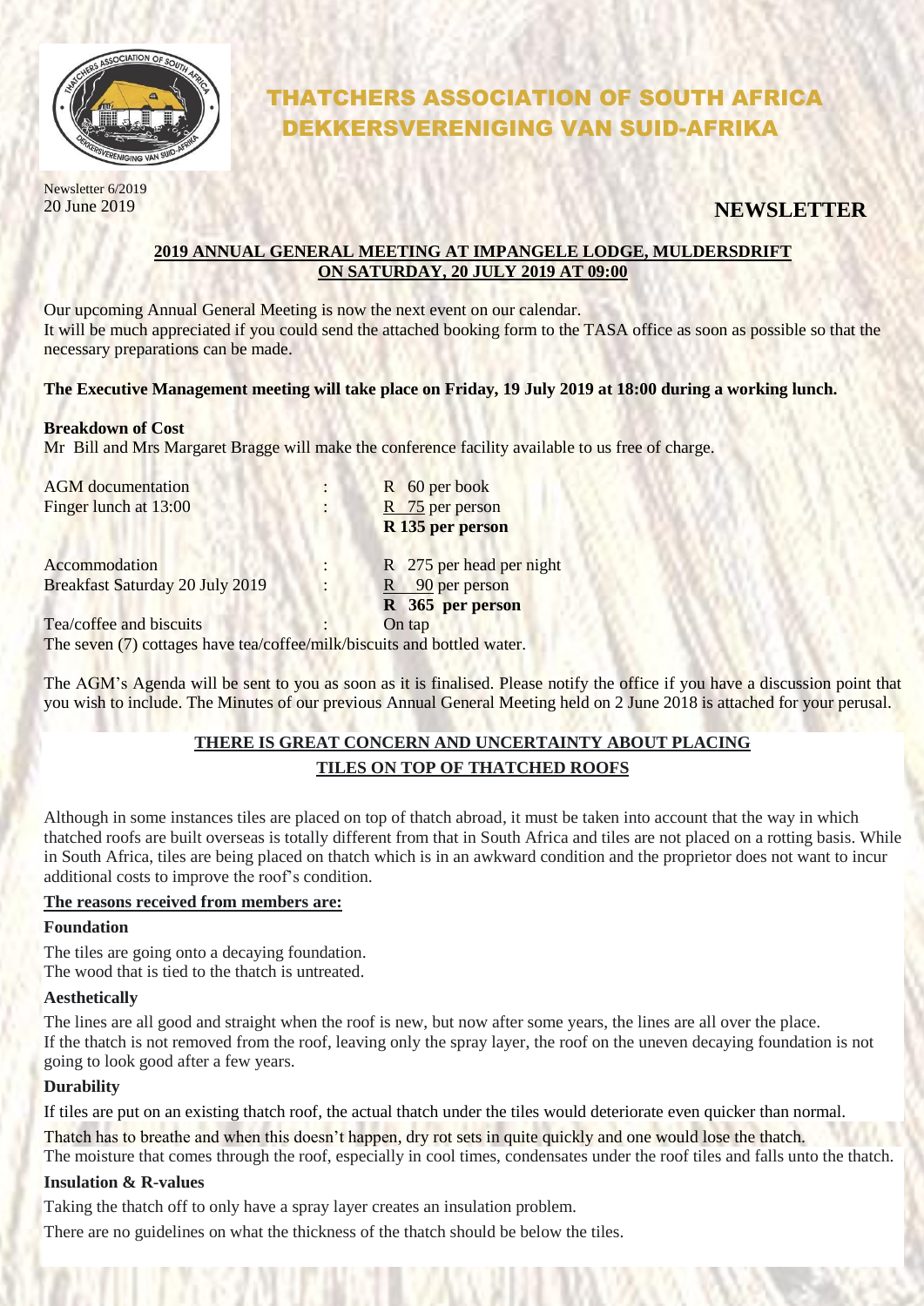# THATCHERS ASSOCIATION OF SOUTH AFRICA
# DEKKERSVERENIGING VAN SUID-AFRIKA

Newsletter 6/2019
20 June 2019

## NEWSLETTER

### 2019 ANNUAL GENERAL MEETING AT IMPANGELE LODGE, MULDERSDRIFT ON SATURDAY, 20 JULY 2019 AT 09:00

Our upcoming Annual General Meeting is now the next event on our calendar.
It will be much appreciated if you could send the attached booking form to the TASA office as soon as possible so that the necessary preparations can be made.

**The Executive Management meeting will take place on Friday, 19 July 2019 at 18:00 during a working lunch.**

**Breakdown of Cost**

Mr Bill and Mrs Margaret Bragge will make the conference facility available to us free of charge.

| | | |
|---|---|---|
| AGM documentation | : | R 60 per book |
| Finger lunch at 13:00 | : | R 75 per person |
| | | **R 135 per person** |
| Accommodation | : | R 275 per head per night |
| Breakfast Saturday 20 July 2019 | : | R 90 per person |
| | | **R 365 per person** |
| Tea/coffee and biscuits | : | On tap |

The seven (7) cottages have tea/coffee/milk/biscuits and bottled water.

The AGM's Agenda will be sent to you as soon as it is finalised. Please notify the office if you have a discussion point that you wish to include. The Minutes of our previous Annual General Meeting held on 2 June 2018 is attached for your perusal.

### THERE IS GREAT CONCERN AND UNCERTAINTY ABOUT PLACING TILES ON TOP OF THATCHED ROOFS

Although in some instances tiles are placed on top of thatch abroad, it must be taken into account that the way in which thatched roofs are built overseas is totally different from that in South Africa and tiles are not placed on a rotting basis. While in South Africa, tiles are being placed on thatch which is in an awkward condition and the proprietor does not want to incur additional costs to improve the roof's condition.

**The reasons received from members are:**

**Foundation**

The tiles are going onto a decaying foundation.
The wood that is tied to the thatch is untreated.

**Aesthetically**

The lines are all good and straight when the roof is new, but now after some years, the lines are all over the place.
If the thatch is not removed from the roof, leaving only the spray layer, the roof on the uneven decaying foundation is not going to look good after a few years.

**Durability**

If tiles are put on an existing thatch roof, the actual thatch under the tiles would deteriorate even quicker than normal.

Thatch has to breathe and when this doesn't happen, dry rot sets in quite quickly and one would lose the thatch.
The moisture that comes through the roof, especially in cool times, condensates under the roof tiles and falls unto the thatch.

**Insulation & R-values**

Taking the thatch off to only have a spray layer creates an insulation problem.

There are no guidelines on what the thickness of the thatch should be below the tiles.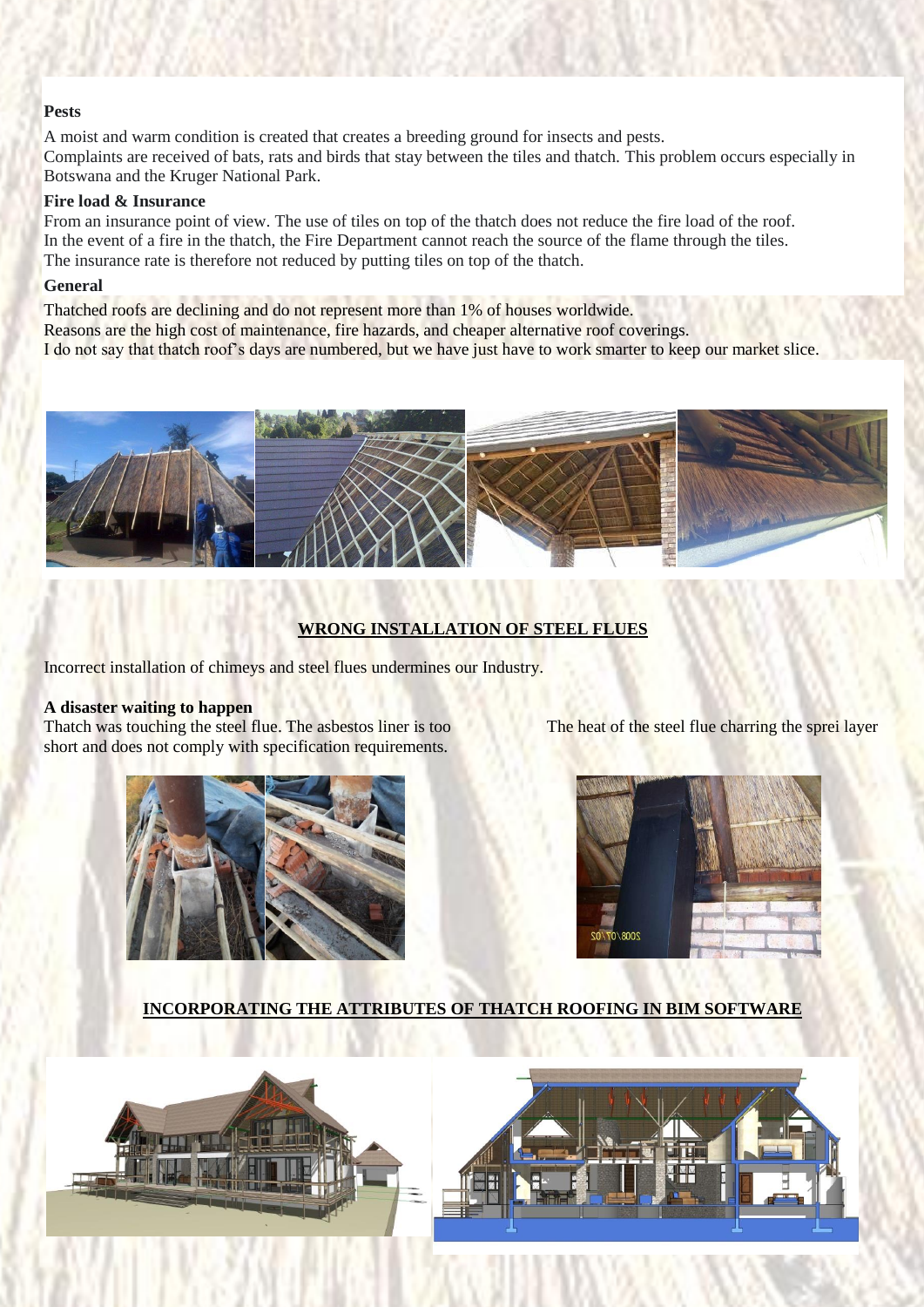**Pests**

A moist and warm condition is created that creates a breeding ground for insects and pests.
Complaints are received of bats, rats and birds that stay between the tiles and thatch. This problem occurs especially in Botswana and the Kruger National Park.

**Fire load & Insurance**

From an insurance point of view. The use of tiles on top of the thatch does not reduce the fire load of the roof.
In the event of a fire in the thatch, the Fire Department cannot reach the source of the flame through the tiles.
The insurance rate is therefore not reduced by putting tiles on top of the thatch.

**General**

Thatched roofs are declining and do not represent more than 1% of houses worldwide.
Reasons are the high cost of maintenance, fire hazards, and cheaper alternative roof coverings.
I do not say that thatch roof's days are numbered, but we have just have to work smarter to keep our market slice.

## WRONG INSTALLATION OF STEEL FLUES

Incorrect installation of chimeys and steel flues undermines our Industry.

**A disaster waiting to happen**

Thatch was touching the steel flue. The asbestos liner is too short and does not comply with specification requirements.

The heat of the steel flue charring the sprei layer

## INCORPORATING THE ATTRIBUTES OF THATCH ROOFING IN BIM SOFTWARE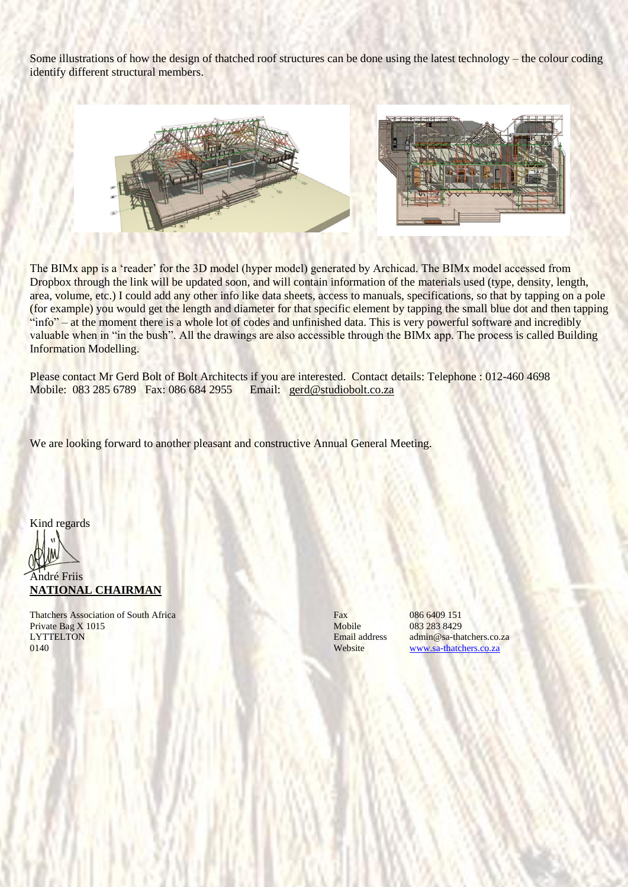Some illustrations of how the design of thatched roof structures can be done using the latest technology – the colour coding identify different structural members.

The BIMx app is a 'reader' for the 3D model (hyper model) generated by Archicad. The BIMx model accessed from Dropbox through the link will be updated soon, and will contain information of the materials used (type, density, length, area, volume, etc.) I could add any other info like data sheets, access to manuals, specifications, so that by tapping on a pole (for example) you would get the length and diameter for that specific element by tapping the small blue dot and then tapping "info" – at the moment there is a whole lot of codes and unfinished data. This is very powerful software and incredibly valuable when in "in the bush". All the drawings are also accessible through the BIMx app. The process is called Building Information Modelling.

Please contact Mr Gerd Bolt of Bolt Architects if you are interested. Contact details: Telephone : 012-460 4698
Mobile: 083 285 6789 Fax: 086 684 2955 Email: gerd@studiobolt.co.za

We are looking forward to another pleasant and constructive Annual General Meeting.

Kind regards

André Friis
**NATIONAL CHAIRMAN**

Thatchers Association of South Africa
Private Bag X 1015
LYTTELTON
0140

Fax 086 6409 151
Mobile 083 283 8429
Email address admin@sa-thatchers.co.za
Website www.sa-thatchers.co.za